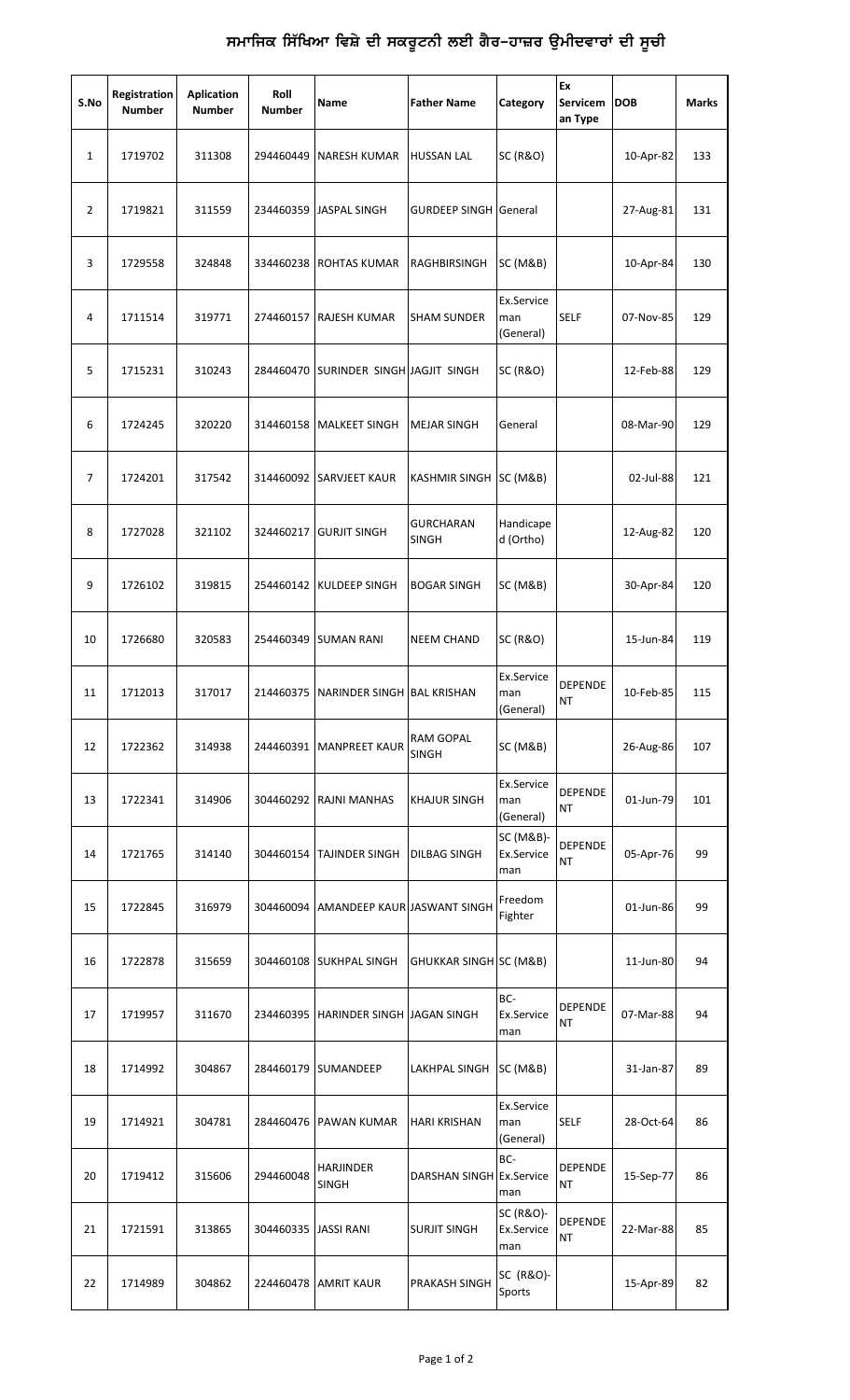# ਸਮਾਜਿਕ ਸਿੱਖਿਆ ਵਿਸ਼ੇ ਦੀ ਸਕਰੂਟਨੀ ਲਈ ਗੈਰ–ਹਾਜ਼ਰ ਉਮੀਦਵਾਰਾਂ ਦੀ ਸੂਚੀ

| S.No | Registration Number | Aplication Number | Roll Number | Name | Father Name | Category | Ex Serviceman Type | DOB | Marks |
|---|---|---|---|---|---|---|---|---|---|
| 1 | 1719702 | 311308 | 294460449 | NARESH KUMAR | HUSSAN LAL | SC (R&O) | | 10-Apr-82 | 133 |
| 2 | 1719821 | 311559 | 234460359 | JASPAL SINGH | GURDEEP SINGH | General | | 27-Aug-81 | 131 |
| 3 | 1729558 | 324848 | 334460238 | ROHTAS KUMAR | RAGHBIRSINGH | SC (M&B) | | 10-Apr-84 | 130 |
| 4 | 1711514 | 319771 | 274460157 | RAJESH KUMAR | SHAM SUNDER | Ex.Serviceman (General) | SELF | 07-Nov-85 | 129 |
| 5 | 1715231 | 310243 | 284460470 | SURINDER SINGH | JAGJIT SINGH | SC (R&O) | | 12-Feb-88 | 129 |
| 6 | 1724245 | 320220 | 314460158 | MALKEET SINGH | MEJAR SINGH | General | | 08-Mar-90 | 129 |
| 7 | 1724201 | 317542 | 314460092 | SARVJEET KAUR | KASHMIR SINGH | SC (M&B) | | 02-Jul-88 | 121 |
| 8 | 1727028 | 321102 | 324460217 | GURJIT SINGH | GURCHARAN SINGH | Handicaped (Ortho) | | 12-Aug-82 | 120 |
| 9 | 1726102 | 319815 | 254460142 | KULDEEP SINGH | BOGAR SINGH | SC (M&B) | | 30-Apr-84 | 120 |
| 10 | 1726680 | 320583 | 254460349 | SUMAN RANI | NEEM CHAND | SC (R&O) | | 15-Jun-84 | 119 |
| 11 | 1712013 | 317017 | 214460375 | NARINDER SINGH | BAL KRISHAN | Ex.Serviceman (General) | DEPENDENT | 10-Feb-85 | 115 |
| 12 | 1722362 | 314938 | 244460391 | MANPREET KAUR | RAM GOPAL SINGH | SC (M&B) | | 26-Aug-86 | 107 |
| 13 | 1722341 | 314906 | 304460292 | RAJNI MANHAS | KHAJUR SINGH | Ex.Serviceman (General) | DEPENDENT | 01-Jun-79 | 101 |
| 14 | 1721765 | 314140 | 304460154 | TAJINDER SINGH | DILBAG SINGH | SC (M&B)-Ex.Serviceman | DEPENDENT | 05-Apr-76 | 99 |
| 15 | 1722845 | 316979 | 304460094 | AMANDEEP KAUR | JASWANT SINGH | Freedom Fighter | | 01-Jun-86 | 99 |
| 16 | 1722878 | 315659 | 304460108 | SUKHPAL SINGH | GHUKKAR SINGH | SC (M&B) | | 11-Jun-80 | 94 |
| 17 | 1719957 | 311670 | 234460395 | HARINDER SINGH | JAGAN SINGH | BC-Ex.Serviceman | DEPENDENT | 07-Mar-88 | 94 |
| 18 | 1714992 | 304867 | 284460179 | SUMANDEEP | LAKHPAL SINGH | SC (M&B) | | 31-Jan-87 | 89 |
| 19 | 1714921 | 304781 | 284460476 | PAWAN KUMAR | HARI KRISHAN | Ex.Serviceman (General) | SELF | 28-Oct-64 | 86 |
| 20 | 1719412 | 315606 | 294460048 | HARJINDER SINGH | DARSHAN SINGH | BC-Ex.Serviceman | DEPENDENT | 15-Sep-77 | 86 |
| 21 | 1721591 | 313865 | 304460335 | JASSI RANI | SURJIT SINGH | SC (R&O)-Ex.Serviceman | DEPENDENT | 22-Mar-88 | 85 |
| 22 | 1714989 | 304862 | 224460478 | AMRIT KAUR | PRAKASH SINGH | SC (R&O)-Sports | | 15-Apr-89 | 82 |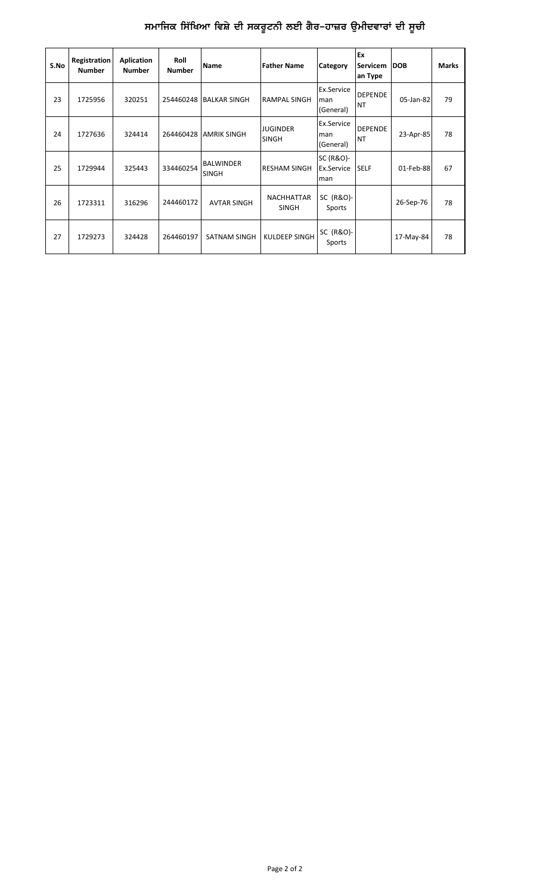# ਸਮਾਜਿਕ ਸਿੱਖਿਆ ਵਿਸ਼ੇ ਦੀ ਸਕਰੂਟਨੀ ਲਈ ਗੈਰ-ਹਾਜ਼ਰ ਉਮੀਦਵਾਰਾਂ ਦੀ ਸੂਚੀ

| S.No | Registration Number | Aplication Number | Roll Number | Name | Father Name | Category | Ex Serviceman Type | DOB | Marks |
|---|---|---|---|---|---|---|---|---|---|
| 23 | 1725956 | 320251 | 254460248 | BALKAR SINGH | RAMPAL SINGH | Ex.Serviceman (General) | DEPENDENT | 05-Jan-82 | 79 |
| 24 | 1727636 | 324414 | 264460428 | AMRIK SINGH | JUGINDER SINGH | Ex.Serviceman (General) | DEPENDENT | 23-Apr-85 | 78 |
| 25 | 1729944 | 325443 | 334460254 | BALWINDER SINGH | RESHAM SINGH | SC (R&O)-Ex.Serviceman | SELF | 01-Feb-88 | 67 |
| 26 | 1723311 | 316296 | 244460172 | AVTAR SINGH | NACHHATTAR SINGH | SC (R&O)-Sports | | 26-Sep-76 | 78 |
| 27 | 1729273 | 324428 | 264460197 | SATNAM SINGH | KULDEEP SINGH | SC (R&O)-Sports | | 17-May-84 | 78 |